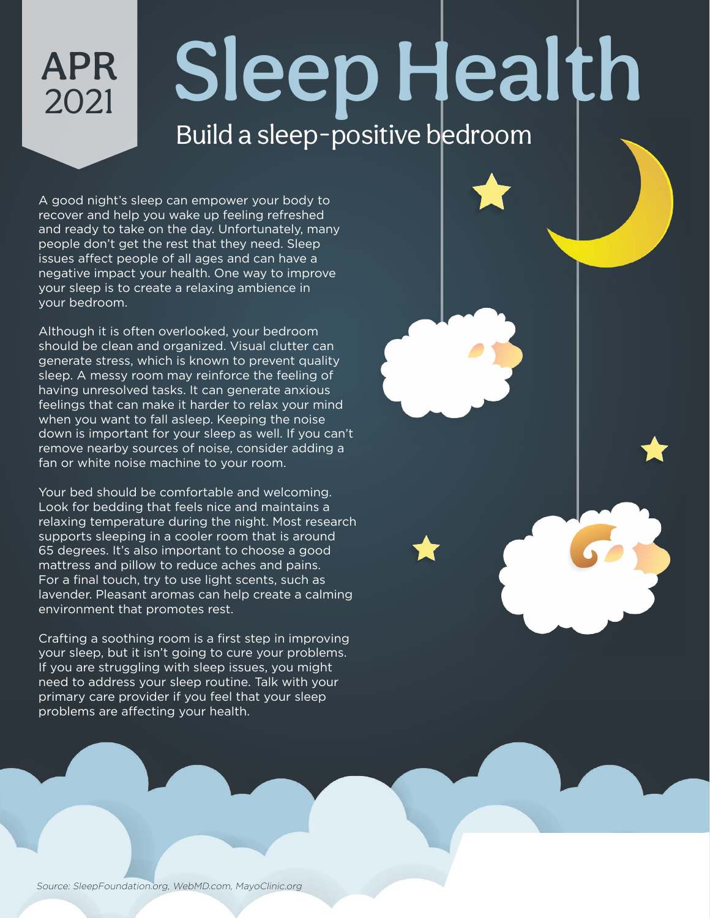APR 2021

# Sleep Health

## Build a sleep-positive bedroom

A good night's sleep can empower your body to recover and help you wake up feeling refreshed and ready to take on the day. Unfortunately, many people don't get the rest that they need. Sleep issues affect people of all ages and can have a negative impact your health. One way to improve your sleep is to create a relaxing ambience in your bedroom.

Although it is often overlooked, your bedroom should be clean and organized. Visual clutter can generate stress, which is known to prevent quality sleep. A messy room may reinforce the feeling of having unresolved tasks. It can generate anxious feelings that can make it harder to relax your mind when you want to fall asleep. Keeping the noise down is important for your sleep as well. If you can't remove nearby sources of noise, consider adding a fan or white noise machine to your room.

Your bed should be comfortable and welcoming. Look for bedding that feels nice and maintains a relaxing temperature during the night. Most research supports sleeping in a cooler room that is around 65 degrees. It's also important to choose a good mattress and pillow to reduce aches and pains. For a final touch, try to use light scents, such as lavender. Pleasant aromas can help create a calming environment that promotes rest.

Crafting a soothing room is a first step in improving your sleep, but it isn't going to cure your problems. If you are struggling with sleep issues, you might need to address your sleep routine. Talk with your primary care provider if you feel that your sleep problems are affecting your health.

*Source: SleepFoundation.org, WebMD.com, MayoClinic.org*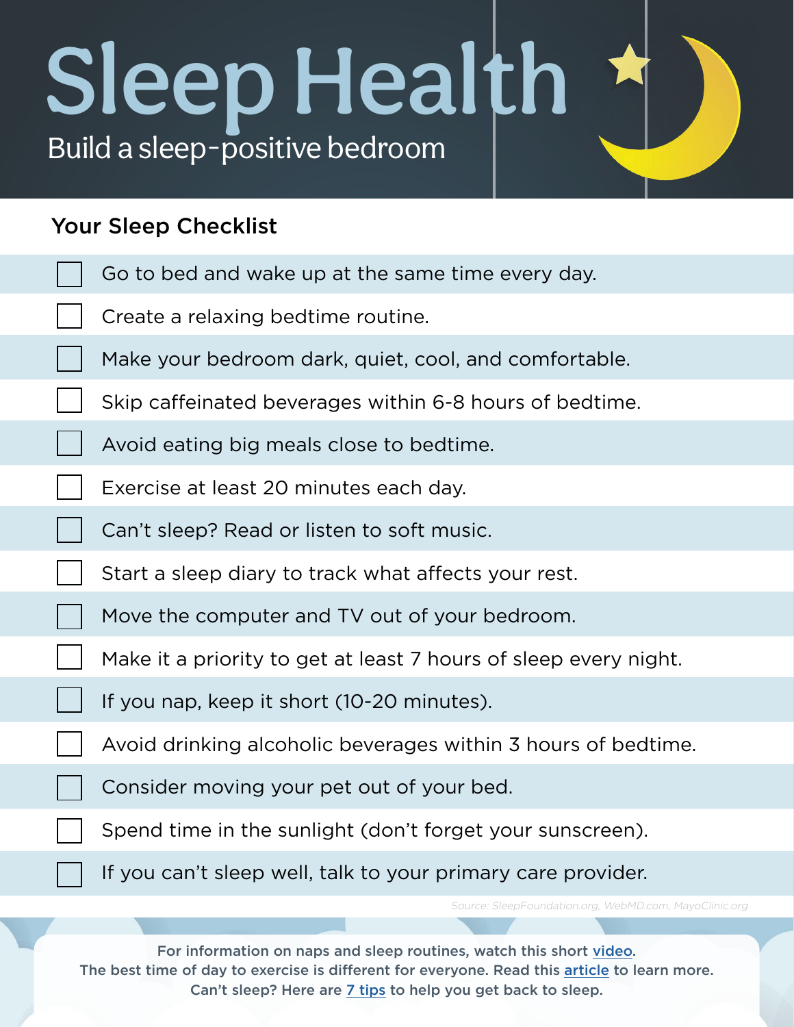# Sleep Health

Build a sleep-positive bedroom

## Your Sleep Checklist

- [ ] Go to bed and wake up at the same time every day.
- [ ] Create a relaxing bedtime routine.
- [ ] Make your bedroom dark, quiet, cool, and comfortable.
- [ ] Skip caffeinated beverages within 6-8 hours of bedtime.
- [ ] Avoid eating big meals close to bedtime.
- [ ] Exercise at least 20 minutes each day.
- [ ] Can't sleep? Read or listen to soft music.
- [ ] Start a sleep diary to track what affects your rest.
- [ ] Move the computer and TV out of your bedroom.
- [ ] Make it a priority to get at least 7 hours of sleep every night.
- [ ] If you nap, keep it short (10-20 minutes).
- [ ] Avoid drinking alcoholic beverages within 3 hours of bedtime.
- [ ] Consider moving your pet out of your bed.
- [ ] Spend time in the sunlight (don't forget your sunscreen).
- [ ] If you can't sleep well, talk to your primary care provider.

*Source: SleepFoundation.org, WebMD.com, MayoClinic.org*

For information on naps and sleep routines, watch this short video.
The best time of day to exercise is different for everyone. Read this article to learn more.
Can't sleep? Here are 7 tips to help you get back to sleep.